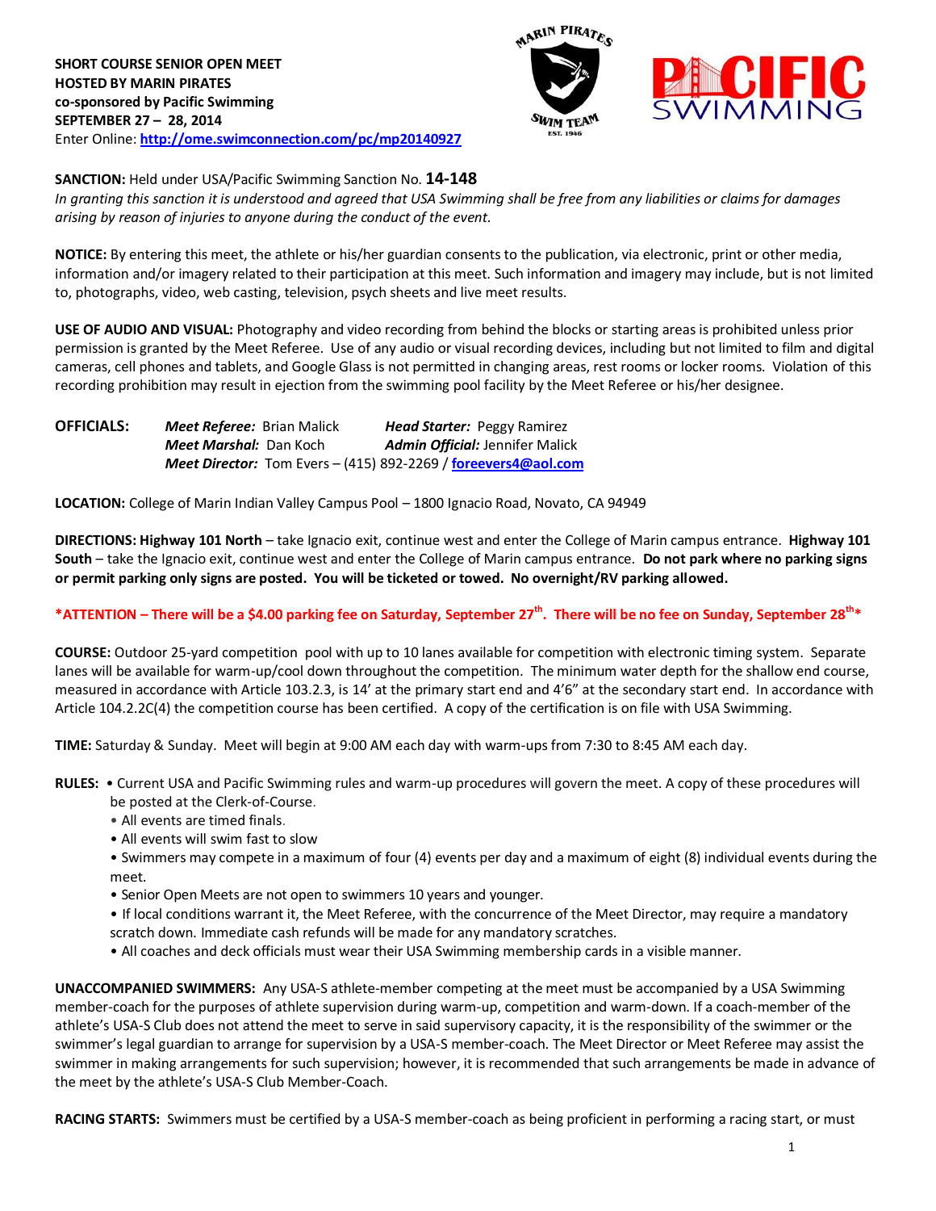**SHORT COURSE SENIOR OPEN MEET**
**HOSTED BY MARIN PIRATES**
**co-sponsored by Pacific Swimming**
**SEPTEMBER 27 – 28, 2014**
Enter Online: **http://ome.swimconnection.com/pc/mp20140927**

**SANCTION:** Held under USA/Pacific Swimming Sanction No. **14-148**
*In granting this sanction it is understood and agreed that USA Swimming shall be free from any liabilities or claims for damages arising by reason of injuries to anyone during the conduct of the event.*

**NOTICE:** By entering this meet, the athlete or his/her guardian consents to the publication, via electronic, print or other media, information and/or imagery related to their participation at this meet. Such information and imagery may include, but is not limited to, photographs, video, web casting, television, psych sheets and live meet results.

**USE OF AUDIO AND VISUAL:** Photography and video recording from behind the blocks or starting areas is prohibited unless prior permission is granted by the Meet Referee. Use of any audio or visual recording devices, including but not limited to film and digital cameras, cell phones and tablets, and Google Glass is not permitted in changing areas, rest rooms or locker rooms. Violation of this recording prohibition may result in ejection from the swimming pool facility by the Meet Referee or his/her designee.

**OFFICIALS:**
***Meet Referee:*** Brian Malick ***Head Starter:*** Peggy Ramirez
***Meet Marshal:*** Dan Koch ***Admin Official:*** Jennifer Malick
***Meet Director:*** Tom Evers – (415) 892-2269 / **foreevers4@aol.com**

**LOCATION:** College of Marin Indian Valley Campus Pool – 1800 Ignacio Road, Novato, CA 94949

**DIRECTIONS: Highway 101 North** – take Ignacio exit, continue west and enter the College of Marin campus entrance. **Highway 101 South** – take the Ignacio exit, continue west and enter the College of Marin campus entrance. **Do not park where no parking signs or permit parking only signs are posted. You will be ticketed or towed. No overnight/RV parking allowed.**

**\*ATTENTION – There will be a $4.00 parking fee on Saturday, September 27th. There will be no fee on Sunday, September 28th\***

**COURSE:** Outdoor 25-yard competition pool with up to 10 lanes available for competition with electronic timing system. Separate lanes will be available for warm-up/cool down throughout the competition. The minimum water depth for the shallow end course, measured in accordance with Article 103.2.3, is 14' at the primary start end and 4'6" at the secondary start end. In accordance with Article 104.2.2C(4) the competition course has been certified. A copy of the certification is on file with USA Swimming.

**TIME:** Saturday & Sunday. Meet will begin at 9:00 AM each day with warm-ups from 7:30 to 8:45 AM each day.

**RULES:**
- Current USA and Pacific Swimming rules and warm-up procedures will govern the meet. A copy of these procedures will be posted at the Clerk-of-Course.
- All events are timed finals.
- All events will swim fast to slow
- Swimmers may compete in a maximum of four (4) events per day and a maximum of eight (8) individual events during the meet.
- Senior Open Meets are not open to swimmers 10 years and younger.
- If local conditions warrant it, the Meet Referee, with the concurrence of the Meet Director, may require a mandatory scratch down. Immediate cash refunds will be made for any mandatory scratches.
- All coaches and deck officials must wear their USA Swimming membership cards in a visible manner.

**UNACCOMPANIED SWIMMERS:** Any USA-S athlete-member competing at the meet must be accompanied by a USA Swimming member-coach for the purposes of athlete supervision during warm-up, competition and warm-down. If a coach-member of the athlete's USA-S Club does not attend the meet to serve in said supervisory capacity, it is the responsibility of the swimmer or the swimmer's legal guardian to arrange for supervision by a USA-S member-coach. The Meet Director or Meet Referee may assist the swimmer in making arrangements for such supervision; however, it is recommended that such arrangements be made in advance of the meet by the athlete's USA-S Club Member-Coach.

**RACING STARTS:** Swimmers must be certified by a USA-S member-coach as being proficient in performing a racing start, or must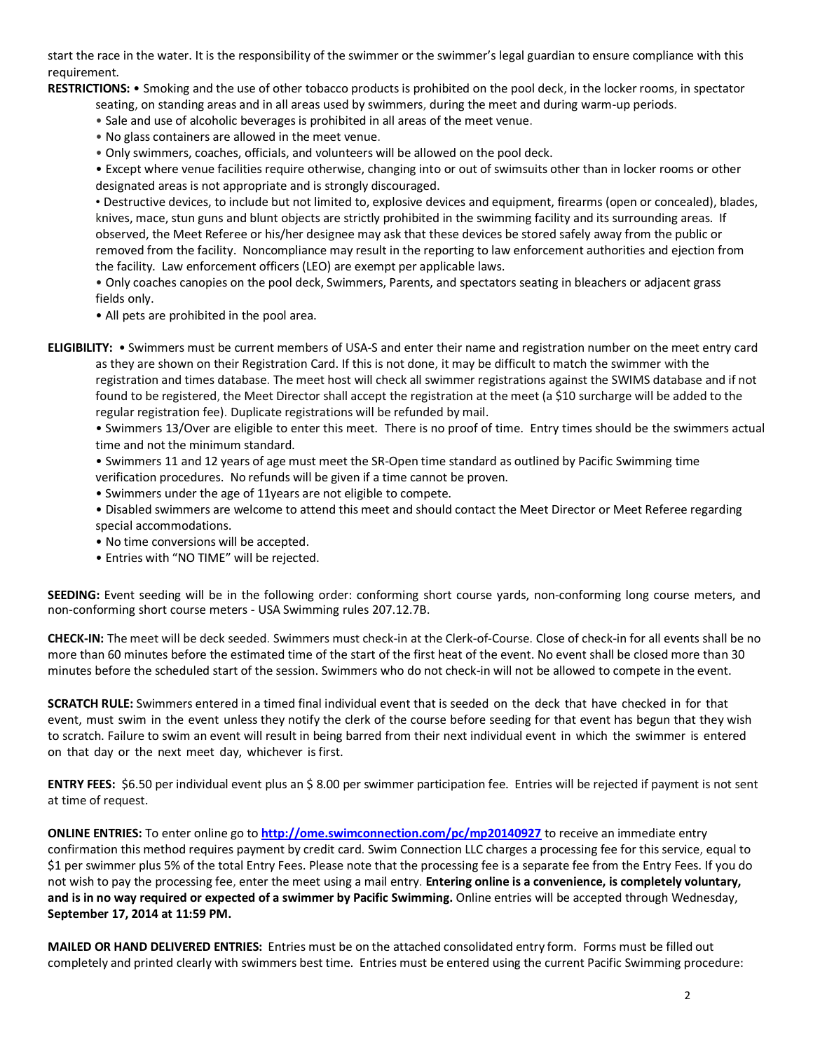start the race in the water. It is the responsibility of the swimmer or the swimmer's legal guardian to ensure compliance with this requirement.

**RESTRICTIONS:** • Smoking and the use of other tobacco products is prohibited on the pool deck, in the locker rooms, in spectator seating, on standing areas and in all areas used by swimmers, during the meet and during warm-up periods.

- Sale and use of alcoholic beverages is prohibited in all areas of the meet venue.
- No glass containers are allowed in the meet venue.
- Only swimmers, coaches, officials, and volunteers will be allowed on the pool deck.
- Except where venue facilities require otherwise, changing into or out of swimsuits other than in locker rooms or other designated areas is not appropriate and is strongly discouraged.
- Destructive devices, to include but not limited to, explosive devices and equipment, firearms (open or concealed), blades, knives, mace, stun guns and blunt objects are strictly prohibited in the swimming facility and its surrounding areas. If observed, the Meet Referee or his/her designee may ask that these devices be stored safely away from the public or removed from the facility. Noncompliance may result in the reporting to law enforcement authorities and ejection from the facility. Law enforcement officers (LEO) are exempt per applicable laws.
- Only coaches canopies on the pool deck, Swimmers, Parents, and spectators seating in bleachers or adjacent grass fields only.
- All pets are prohibited in the pool area.

**ELIGIBILITY:** • Swimmers must be current members of USA-S and enter their name and registration number on the meet entry card as they are shown on their Registration Card. If this is not done, it may be difficult to match the swimmer with the registration and times database. The meet host will check all swimmer registrations against the SWIMS database and if not found to be registered, the Meet Director shall accept the registration at the meet (a $10 surcharge will be added to the regular registration fee). Duplicate registrations will be refunded by mail.

- Swimmers 13/Over are eligible to enter this meet. There is no proof of time. Entry times should be the swimmers actual time and not the minimum standard.
- Swimmers 11 and 12 years of age must meet the SR-Open time standard as outlined by Pacific Swimming time verification procedures. No refunds will be given if a time cannot be proven.
- Swimmers under the age of 11years are not eligible to compete.
- Disabled swimmers are welcome to attend this meet and should contact the Meet Director or Meet Referee regarding special accommodations.
- No time conversions will be accepted.
- Entries with "NO TIME" will be rejected.

**SEEDING:** Event seeding will be in the following order: conforming short course yards, non-conforming long course meters, and non-conforming short course meters - USA Swimming rules 207.12.7B.

**CHECK-IN:** The meet will be deck seeded. Swimmers must check-in at the Clerk-of-Course. Close of check-in for all events shall be no more than 60 minutes before the estimated time of the start of the first heat of the event. No event shall be closed more than 30 minutes before the scheduled start of the session. Swimmers who do not check-in will not be allowed to compete in the event.

**SCRATCH RULE:** Swimmers entered in a timed final individual event that is seeded on the deck that have checked in for that event, must swim in the event unless they notify the clerk of the course before seeding for that event has begun that they wish to scratch. Failure to swim an event will result in being barred from their next individual event in which the swimmer is entered on that day or the next meet day, whichever is first.

**ENTRY FEES:** $6.50 per individual event plus an $ 8.00 per swimmer participation fee. Entries will be rejected if payment is not sent at time of request.

**ONLINE ENTRIES:** To enter online go to **http://ome.swimconnection.com/pc/mp20140927** to receive an immediate entry confirmation this method requires payment by credit card. Swim Connection LLC charges a processing fee for this service, equal to $1 per swimmer plus 5% of the total Entry Fees. Please note that the processing fee is a separate fee from the Entry Fees. If you do not wish to pay the processing fee, enter the meet using a mail entry. **Entering online is a convenience, is completely voluntary, and is in no way required or expected of a swimmer by Pacific Swimming.** Online entries will be accepted through Wednesday, **September 17, 2014 at 11:59 PM.**

**MAILED OR HAND DELIVERED ENTRIES:** Entries must be on the attached consolidated entry form. Forms must be filled out completely and printed clearly with swimmers best time. Entries must be entered using the current Pacific Swimming procedure: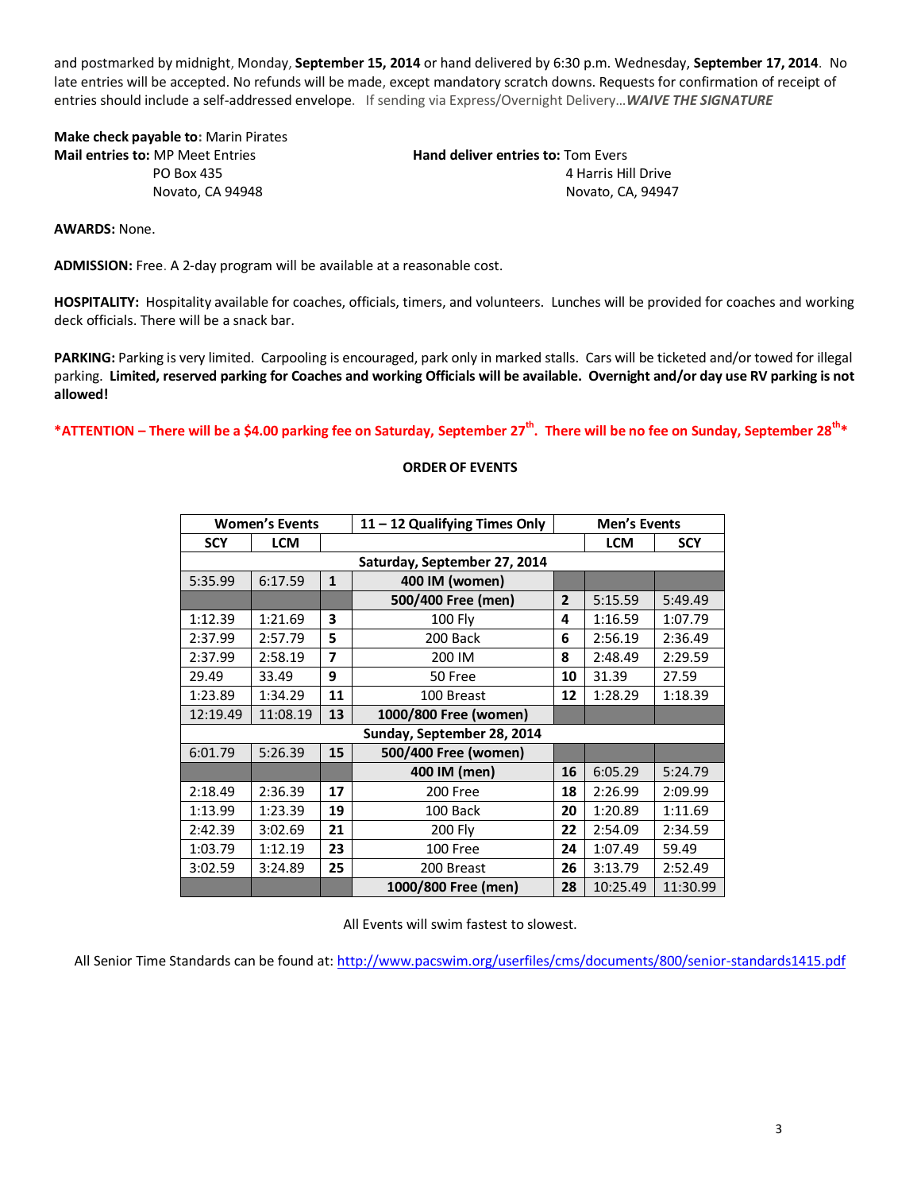and postmarked by midnight, Monday, **September 15, 2014** or hand delivered by 6:30 p.m. Wednesday, **September 17, 2014**. No late entries will be accepted. No refunds will be made, except mandatory scratch downs. Requests for confirmation of receipt of entries should include a self-addressed envelope. If sending via Express/Overnight Delivery…***WAIVE THE SIGNATURE***

**Make check payable to:** Marin Pirates

**Mail entries to:** MP Meet Entries
PO Box 435
Novato, CA 94948

**Hand deliver entries to:** Tom Evers
4 Harris Hill Drive
Novato, CA, 94947

**AWARDS:** None.

**ADMISSION:** Free. A 2-day program will be available at a reasonable cost.

**HOSPITALITY:** Hospitality available for coaches, officials, timers, and volunteers. Lunches will be provided for coaches and working deck officials. There will be a snack bar.

**PARKING:** Parking is very limited. Carpooling is encouraged, park only in marked stalls. Cars will be ticketed and/or towed for illegal parking. **Limited, reserved parking for Coaches and working Officials will be available. Overnight and/or day use RV parking is not allowed!**

**\*ATTENTION – There will be a $4.00 parking fee on Saturday, September 27th. There will be no fee on Sunday, September 28th\***

**ORDER OF EVENTS**

| Women's Events | | | 11 – 12 Qualifying Times Only | Men's Events | | |
|---|---|---|---|---|---|---|
| SCY | LCM | | | | LCM | SCY |
| | | | **Saturday, September 27, 2014** | | | |
| 5:35.99 | 6:17.59 | **1** | **400 IM (women)** | | | |
| | | | **500/400 Free (men)** | **2** | 5:15.59 | 5:49.49 |
| 1:12.39 | 1:21.69 | **3** | 100 Fly | **4** | 1:16.59 | 1:07.79 |
| 2:37.99 | 2:57.79 | **5** | 200 Back | **6** | 2:56.19 | 2:36.49 |
| 2:37.99 | 2:58.19 | **7** | 200 IM | **8** | 2:48.49 | 2:29.59 |
| 29.49 | 33.49 | **9** | 50 Free | **10** | 31.39 | 27.59 |
| 1:23.89 | 1:34.29 | **11** | 100 Breast | **12** | 1:28.29 | 1:18.39 |
| 12:19.49 | 11:08.19 | **13** | **1000/800 Free (women)** | | | |
| | | | **Sunday, September 28, 2014** | | | |
| 6:01.79 | 5:26.39 | **15** | **500/400 Free (women)** | | | |
| | | | **400 IM (men)** | **16** | 6:05.29 | 5:24.79 |
| 2:18.49 | 2:36.39 | **17** | 200 Free | **18** | 2:26.99 | 2:09.99 |
| 1:13.99 | 1:23.39 | **19** | 100 Back | **20** | 1:20.89 | 1:11.69 |
| 2:42.39 | 3:02.69 | **21** | 200 Fly | **22** | 2:54.09 | 2:34.59 |
| 1:03.79 | 1:12.19 | **23** | 100 Free | **24** | 1:07.49 | 59.49 |
| 3:02.59 | 3:24.89 | **25** | 200 Breast | **26** | 3:13.79 | 2:52.49 |
| | | | **1000/800 Free (men)** | **28** | 10:25.49 | 11:30.99 |

All Events will swim fastest to slowest.

All Senior Time Standards can be found at: http://www.pacswim.org/userfiles/cms/documents/800/senior-standards1415.pdf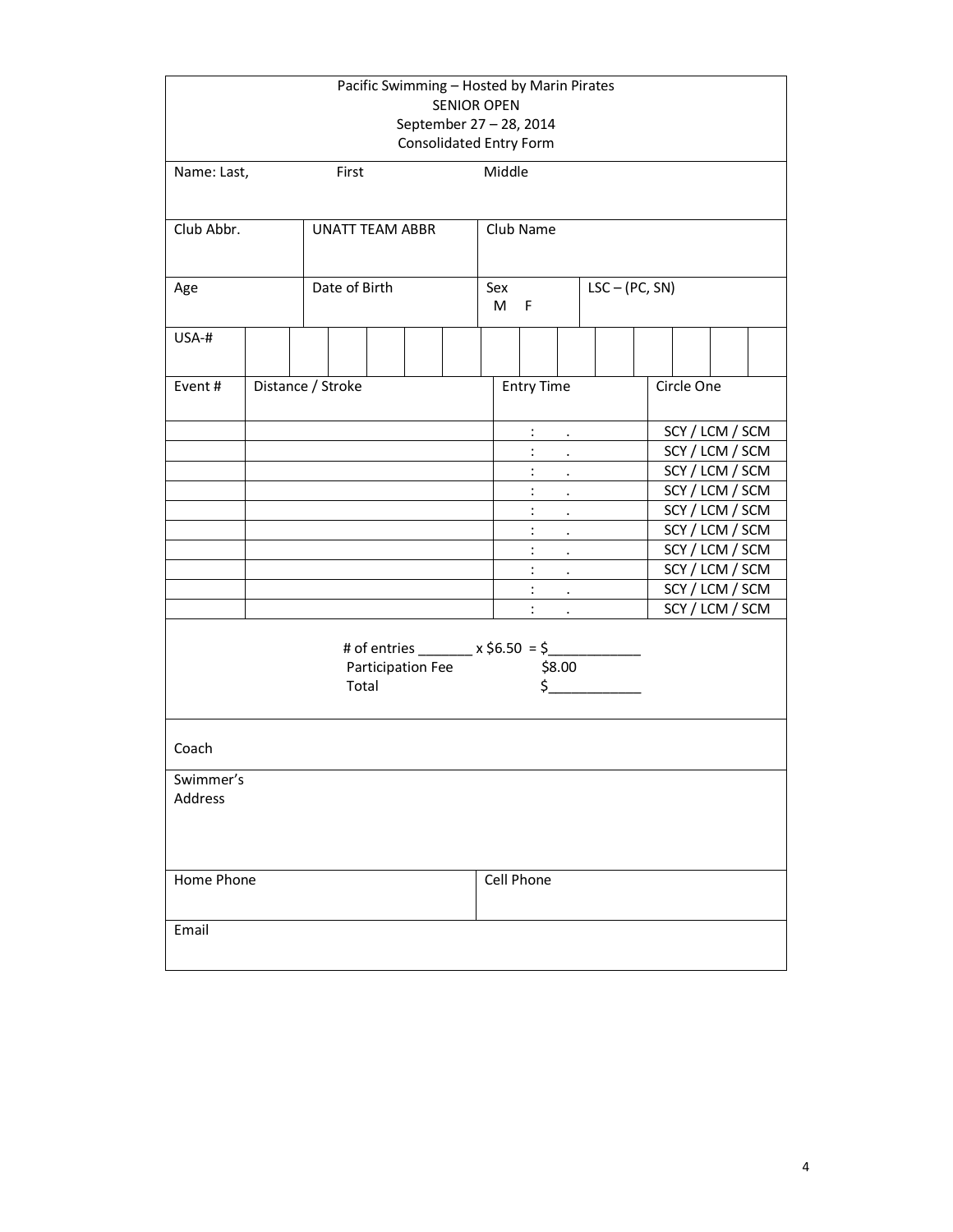Pacific Swimming – Hosted by Marin Pirates

SENIOR OPEN

September 27 – 28, 2014

Consolidated Entry Form

| Name: Last, | First | Middle |
|---|---|---|
| | | |

| Club Abbr. | UNATT TEAM ABBR | Club Name | |
|---|---|---|---|
| Age | Date of Birth | Sex<br>M F | LSC – (PC, SN) |

| USA-# | | | | | | | | | | | | | | |
|---|---|---|---|---|---|---|---|---|---|---|---|---|---|---|

| Event # | Distance / Stroke | Entry Time | Circle One |
|---|---|---|---|
| | | : . | SCY / LCM / SCM |
| | | : . | SCY / LCM / SCM |
| | | : . | SCY / LCM / SCM |
| | | : . | SCY / LCM / SCM |
| | | : . | SCY / LCM / SCM |
| | | : . | SCY / LCM / SCM |
| | | : . | SCY / LCM / SCM |
| | | : . | SCY / LCM / SCM |
| | | : . | SCY / LCM / SCM |
| | | : . | SCY / LCM / SCM |

# of entries _______ x $6.50 = $____________

Participation Fee $8.00

Total $____________

| Coach | |
|---|---|
| Swimmer's Address | |
| Home Phone | Cell Phone |
| Email | |